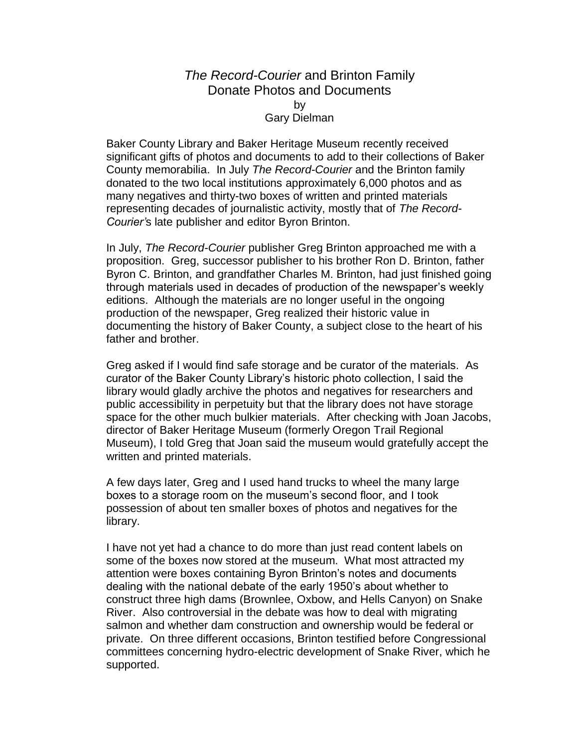# *The Record-Courier* and Brinton Family Donate Photos and Documents

by

Gary Dielman

Baker County Library and Baker Heritage Museum recently received significant gifts of photos and documents to add to their collections of Baker County memorabilia. In July *The Record-Courier* and the Brinton family donated to the two local institutions approximately 6,000 photos and as many negatives and thirty-two boxes of written and printed materials representing decades of journalistic activity, mostly that of *The Record-Courier's* late publisher and editor Byron Brinton.

In July, *The Record-Courier* publisher Greg Brinton approached me with a proposition. Greg, successor publisher to his brother Ron D. Brinton, father Byron C. Brinton, and grandfather Charles M. Brinton, had just finished going through materials used in decades of production of the newspaper's weekly editions. Although the materials are no longer useful in the ongoing production of the newspaper, Greg realized their historic value in documenting the history of Baker County, a subject close to the heart of his father and brother.

Greg asked if I would find safe storage and be curator of the materials. As curator of the Baker County Library's historic photo collection, I said the library would gladly archive the photos and negatives for researchers and public accessibility in perpetuity but that the library does not have storage space for the other much bulkier materials. After checking with Joan Jacobs, director of Baker Heritage Museum (formerly Oregon Trail Regional Museum), I told Greg that Joan said the museum would gratefully accept the written and printed materials.

A few days later, Greg and I used hand trucks to wheel the many large boxes to a storage room on the museum's second floor, and I took possession of about ten smaller boxes of photos and negatives for the library.

I have not yet had a chance to do more than just read content labels on some of the boxes now stored at the museum. What most attracted my attention were boxes containing Byron Brinton's notes and documents dealing with the national debate of the early 1950's about whether to construct three high dams (Brownlee, Oxbow, and Hells Canyon) on Snake River. Also controversial in the debate was how to deal with migrating salmon and whether dam construction and ownership would be federal or private. On three different occasions, Brinton testified before Congressional committees concerning hydro-electric development of Snake River, which he supported.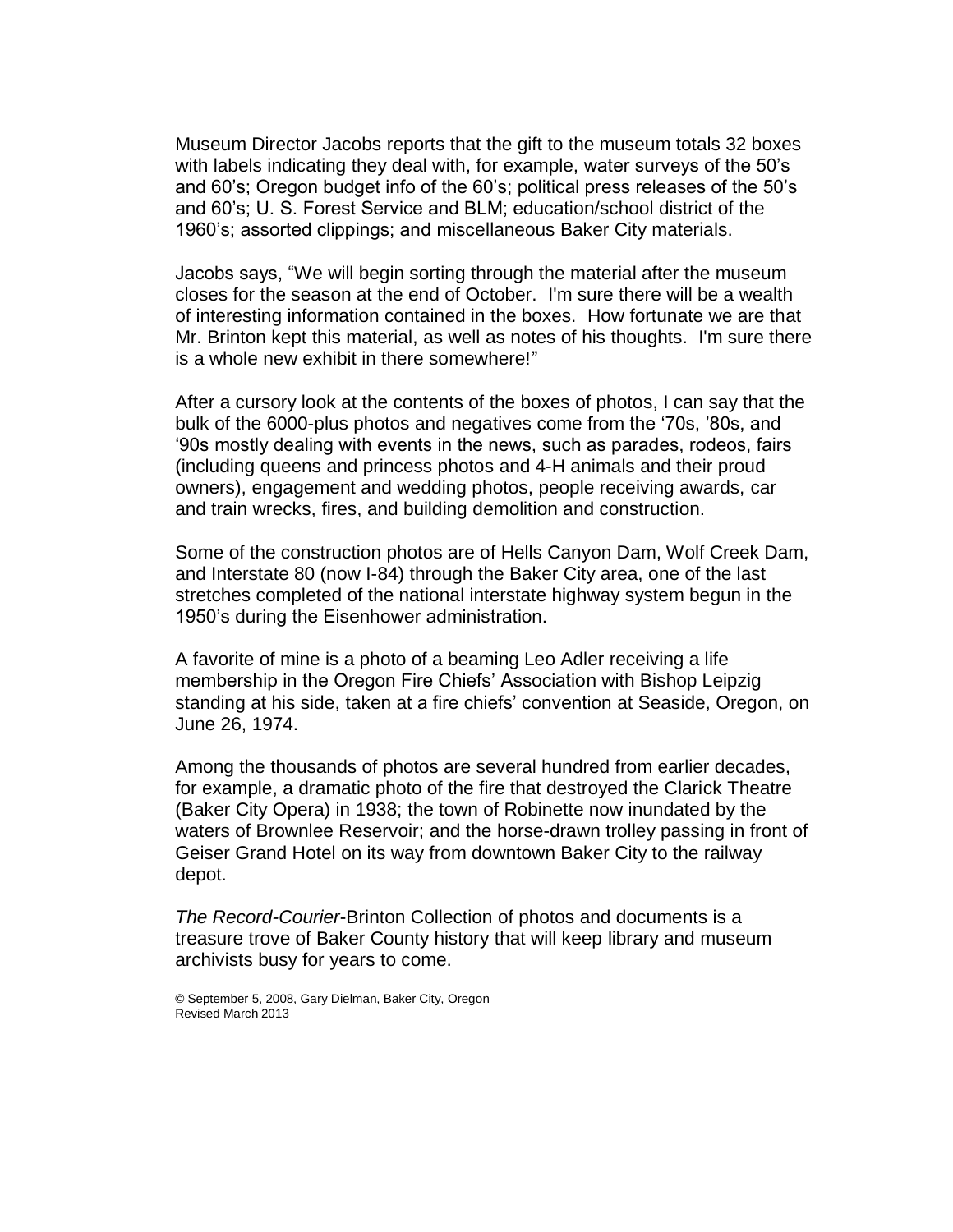Museum Director Jacobs reports that the gift to the museum totals 32 boxes with labels indicating they deal with, for example, water surveys of the 50's and 60's; Oregon budget info of the 60's; political press releases of the 50's and 60's; U. S. Forest Service and BLM; education/school district of the 1960's; assorted clippings; and miscellaneous Baker City materials.

Jacobs says, "We will begin sorting through the material after the museum closes for the season at the end of October. I'm sure there will be a wealth of interesting information contained in the boxes. How fortunate we are that Mr. Brinton kept this material, as well as notes of his thoughts. I'm sure there is a whole new exhibit in there somewhere!"

After a cursory look at the contents of the boxes of photos, I can say that the bulk of the 6000-plus photos and negatives come from the '70s, '80s, and '90s mostly dealing with events in the news, such as parades, rodeos, fairs (including queens and princess photos and 4-H animals and their proud owners), engagement and wedding photos, people receiving awards, car and train wrecks, fires, and building demolition and construction.

Some of the construction photos are of Hells Canyon Dam, Wolf Creek Dam, and Interstate 80 (now I-84) through the Baker City area, one of the last stretches completed of the national interstate highway system begun in the 1950's during the Eisenhower administration.

A favorite of mine is a photo of a beaming Leo Adler receiving a life membership in the Oregon Fire Chiefs' Association with Bishop Leipzig standing at his side, taken at a fire chiefs' convention at Seaside, Oregon, on June 26, 1974.

Among the thousands of photos are several hundred from earlier decades, for example, a dramatic photo of the fire that destroyed the Clarick Theatre (Baker City Opera) in 1938; the town of Robinette now inundated by the waters of Brownlee Reservoir; and the horse-drawn trolley passing in front of Geiser Grand Hotel on its way from downtown Baker City to the railway depot.

*The Record-Courier*-Brinton Collection of photos and documents is a treasure trove of Baker County history that will keep library and museum archivists busy for years to come.

© September 5, 2008, Gary Dielman, Baker City, Oregon
Revised March 2013